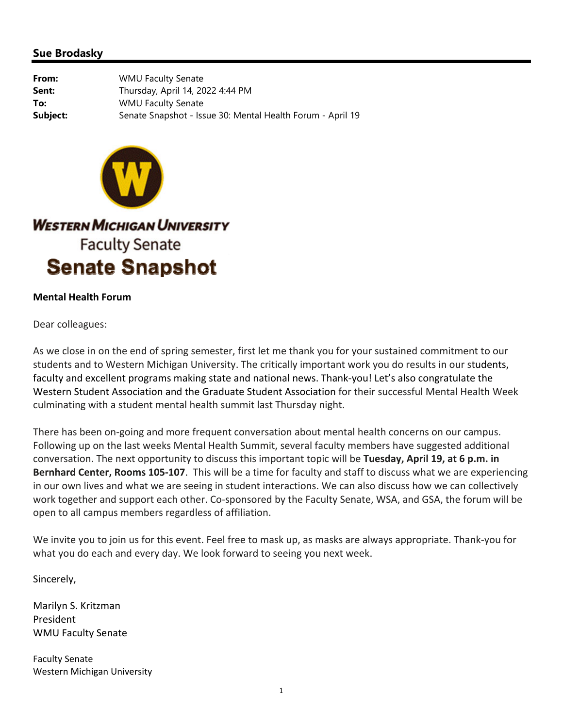## Sue Brodasky

**From:** WMU Faculty Senate
**Sent:** Thursday, April 14, 2022 4:44 PM
**To:** WMU Faculty Senate
**Subject:** Senate Snapshot - Issue 30: Mental Health Forum - April 19

WESTERN MICHIGAN UNIVERSITY
Faculty Senate
**Senate Snapshot**

**Mental Health Forum**

Dear colleagues:

As we close in on the end of spring semester, first let me thank you for your sustained commitment to our students and to Western Michigan University. The critically important work you do results in our students, faculty and excellent programs making state and national news. Thank-you! Let's also congratulate the Western Student Association and the Graduate Student Association for their successful Mental Health Week culminating with a student mental health summit last Thursday night.

There has been on-going and more frequent conversation about mental health concerns on our campus. Following up on the last weeks Mental Health Summit, several faculty members have suggested additional conversation. The next opportunity to discuss this important topic will be **Tuesday, April 19, at 6 p.m. in Bernhard Center, Rooms 105-107**. This will be a time for faculty and staff to discuss what we are experiencing in our own lives and what we are seeing in student interactions. We can also discuss how we can collectively work together and support each other. Co-sponsored by the Faculty Senate, WSA, and GSA, the forum will be open to all campus members regardless of affiliation.

We invite you to join us for this event. Feel free to mask up, as masks are always appropriate. Thank-you for what you do each and every day. We look forward to seeing you next week.

Sincerely,

Marilyn S. Kritzman
President
WMU Faculty Senate

Faculty Senate
Western Michigan University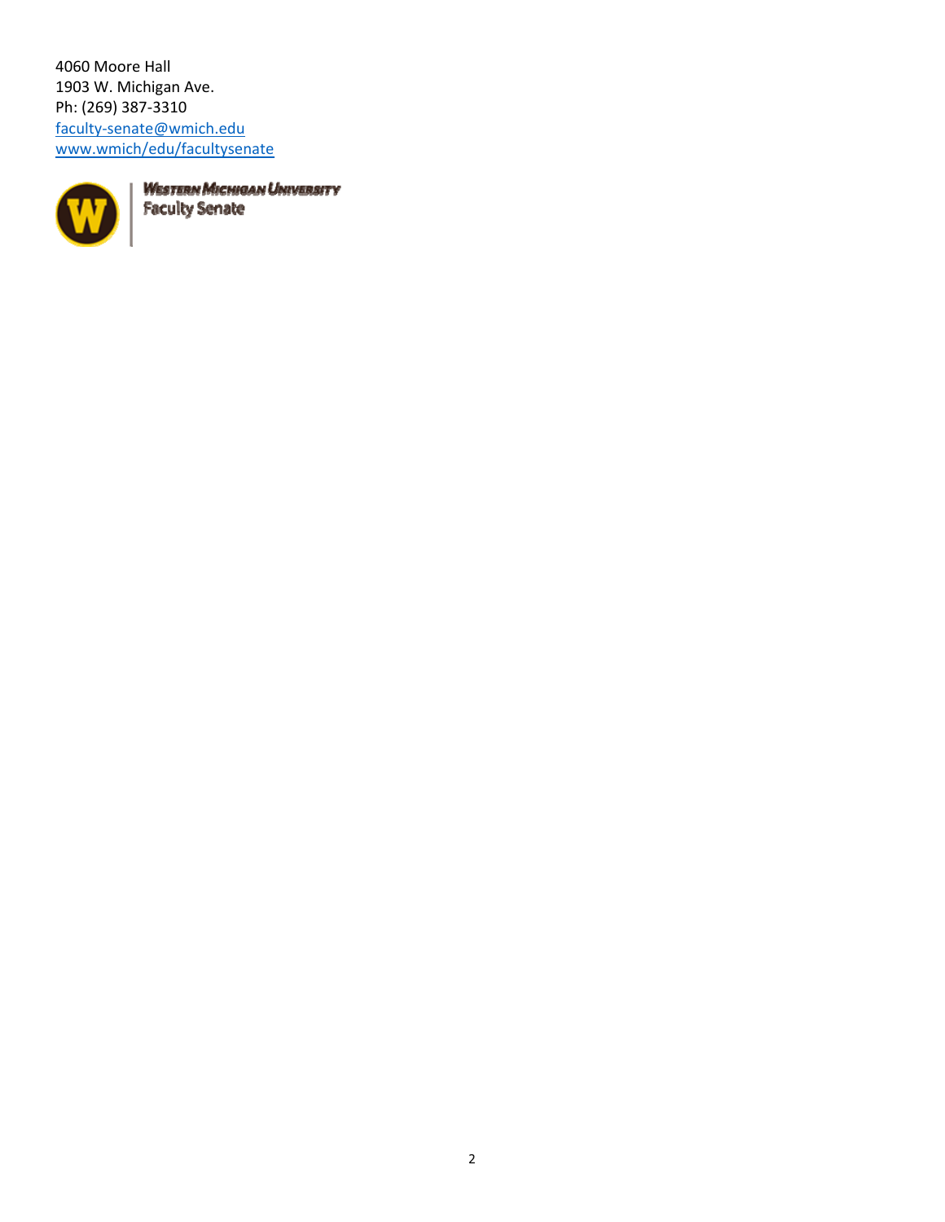4060 Moore Hall
1903 W. Michigan Ave.
Ph: (269) 387-3310
faculty-senate@wmich.edu
www.wmich/edu/facultysenate

WESTERN MICHIGAN UNIVERSITY
Faculty Senate